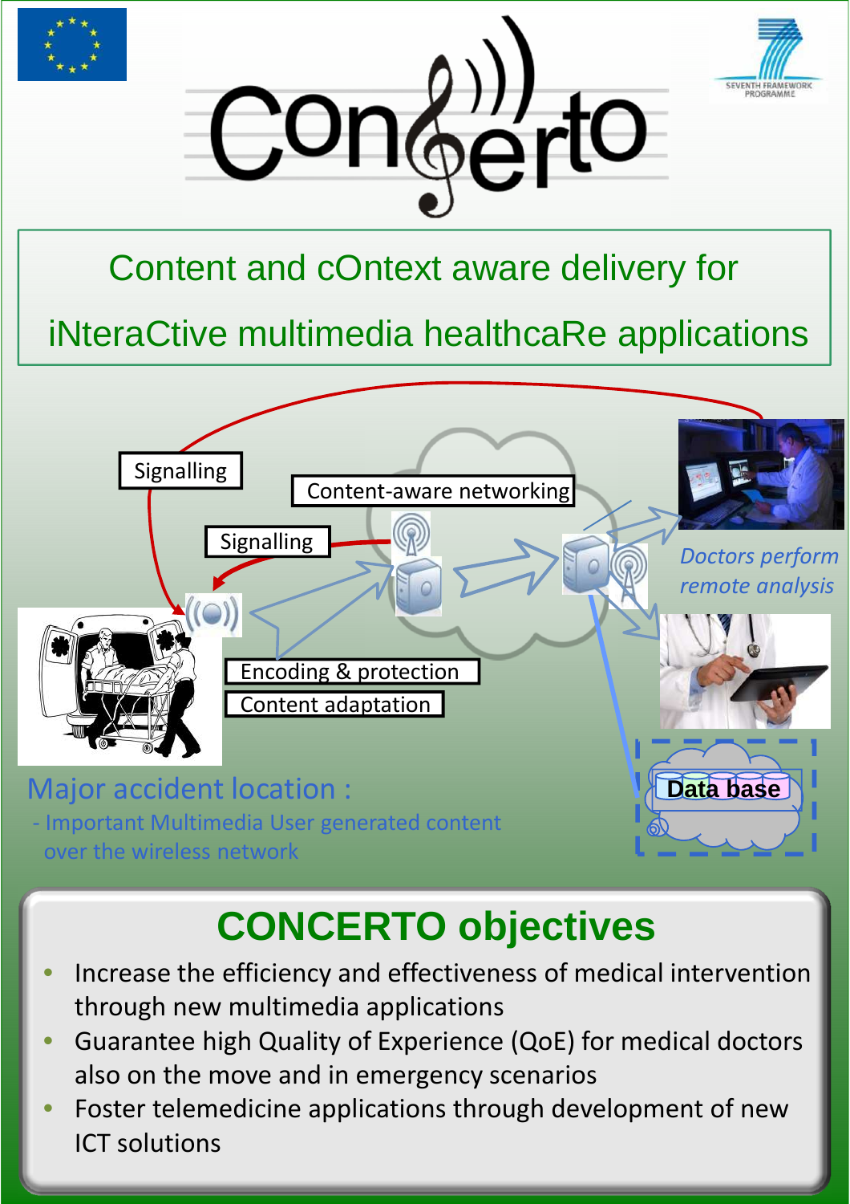# Concerto

## Content and cOntext aware delivery for iNteraCtive multimedia healthcaRe applications

Signalling

Content-aware networking

Signalling

Encoding & protection

Content adaptation

*Doctors perform remote analysis*

Data base

Major accident location :

- Important Multimedia User generated content over the wireless network

## CONCERTO objectives

- Increase the efficiency and effectiveness of medical intervention through new multimedia applications
- Guarantee high Quality of Experience (QoE) for medical doctors also on the move and in emergency scenarios
- Foster telemedicine applications through development of new ICT solutions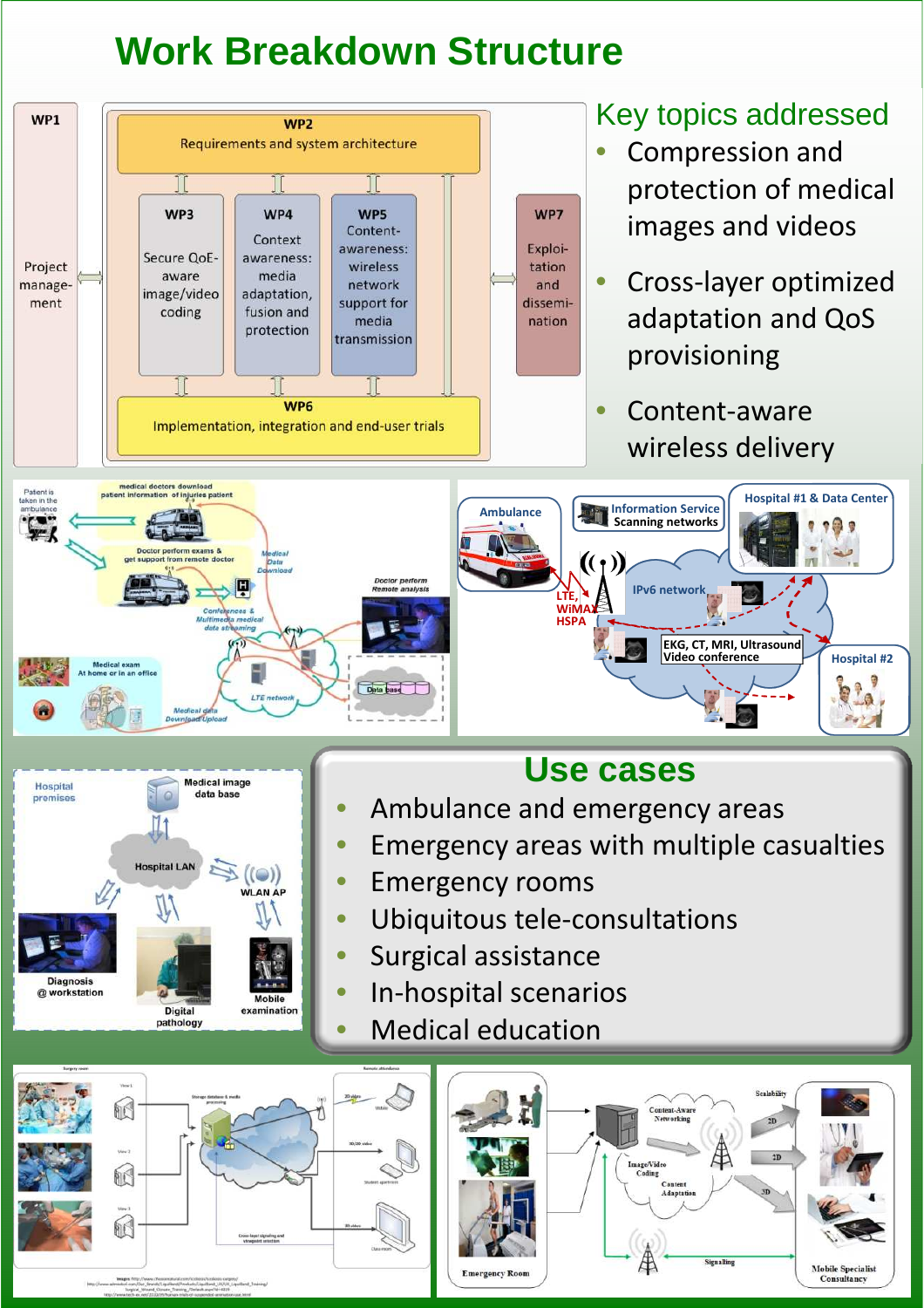# Work Breakdown Structure

**WP1**

Project management

**WP2**

Requirements and system architecture

**WP3**

Secure QoE-aware image/video coding

**WP4**

Context awareness: media adaptation, fusion and protection

**WP5**

Content-awareness: wireless network support for media transmission

**WP6**

Implementation, integration and end-user trials

**WP7**

Exploitation and dissemination

## Key topics addressed

- Compression and protection of medical images and videos
- Cross-layer optimized adaptation and QoS provisioning
- Content-aware wireless delivery

## Use cases

- Ambulance and emergency areas
- Emergency areas with multiple casualties
- Emergency rooms
- Ubiquitous tele-consultations
- Surgical assistance
- In-hospital scenarios
- Medical education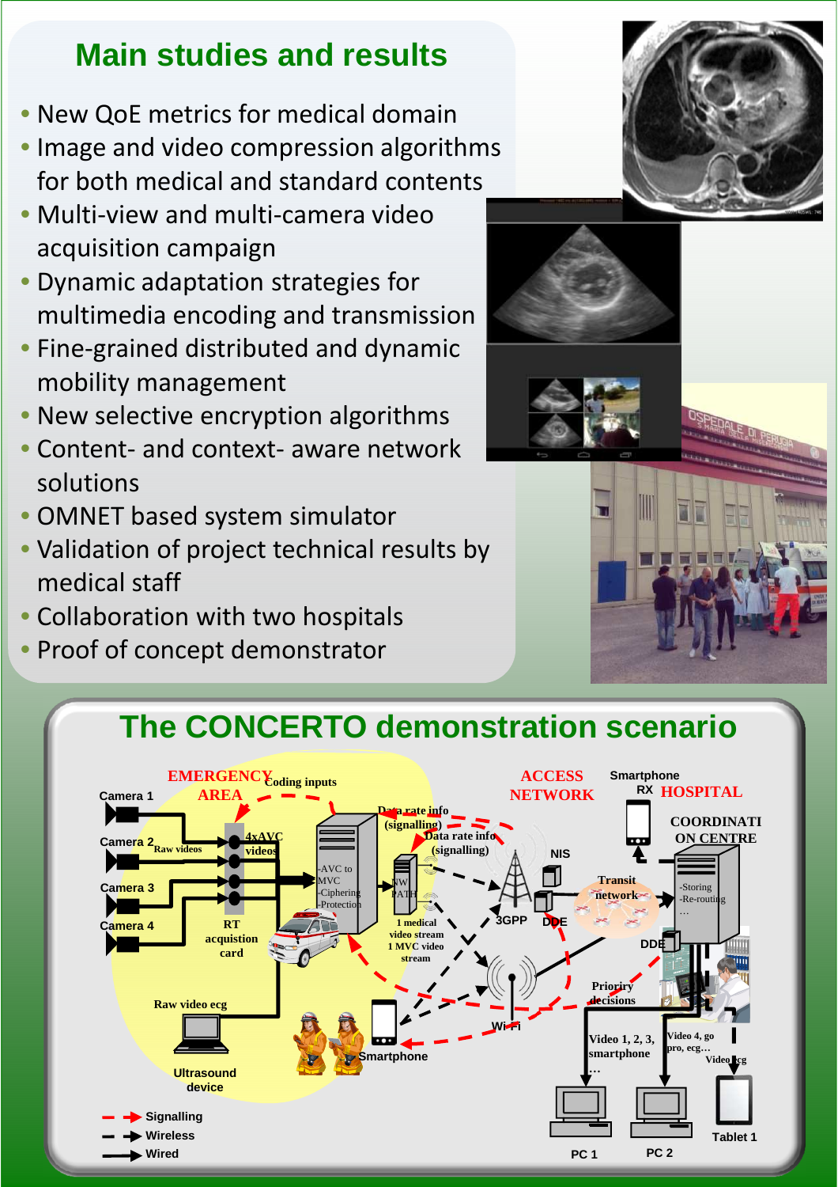## Main studies and results

- New QoE metrics for medical domain
- Image and video compression algorithms for both medical and standard contents
- Multi-view and multi-camera video acquisition campaign
- Dynamic adaptation strategies for multimedia encoding and transmission
- Fine-grained distributed and dynamic mobility management
- New selective encryption algorithms
- Content- and context- aware network solutions
- OMNET based system simulator
- Validation of project technical results by medical staff
- Collaboration with two hospitals
- Proof of concept demonstrator

## The CONCERTO demonstration scenario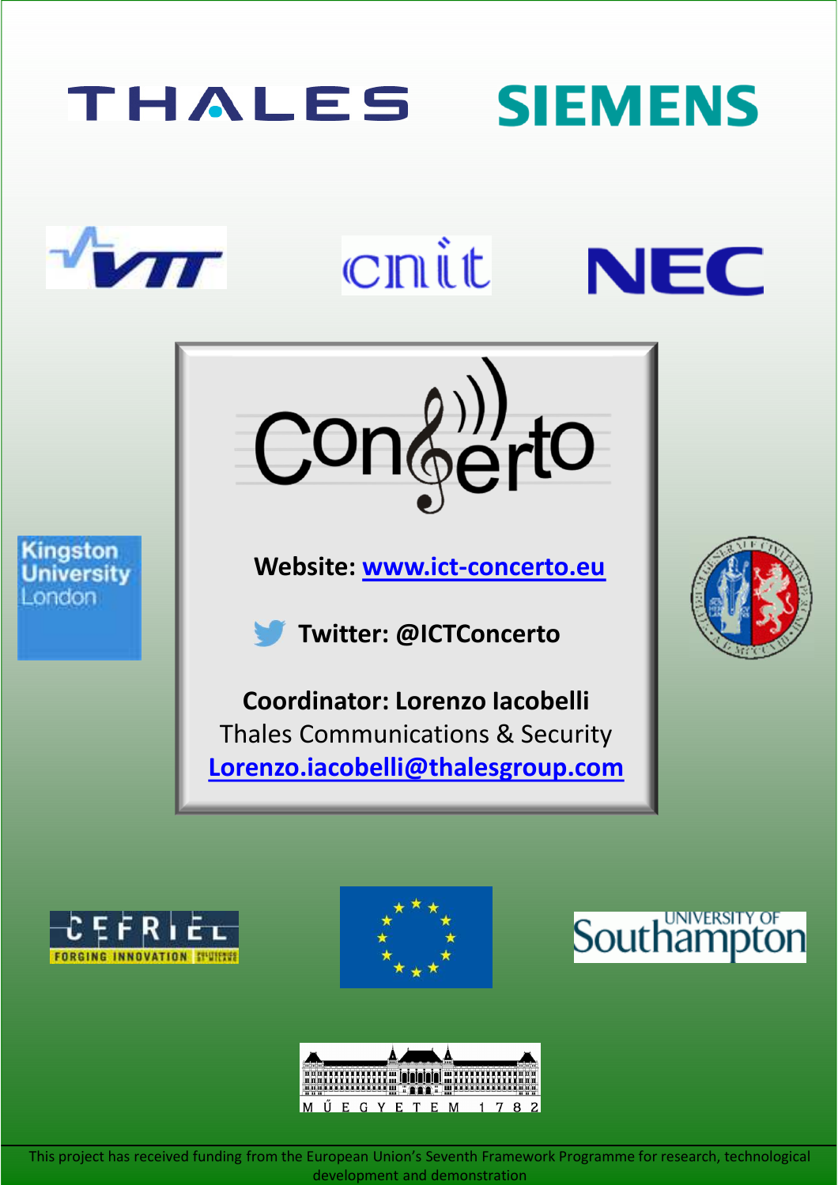Website: www.ict-concerto.eu

Twitter: @ICTConcerto

**Coordinator: Lorenzo Iacobelli**
Thales Communications & Security
Lorenzo.iacobelli@thalesgroup.com

This project has received funding from the European Union's Seventh Framework Programme for research, technological development and demonstration